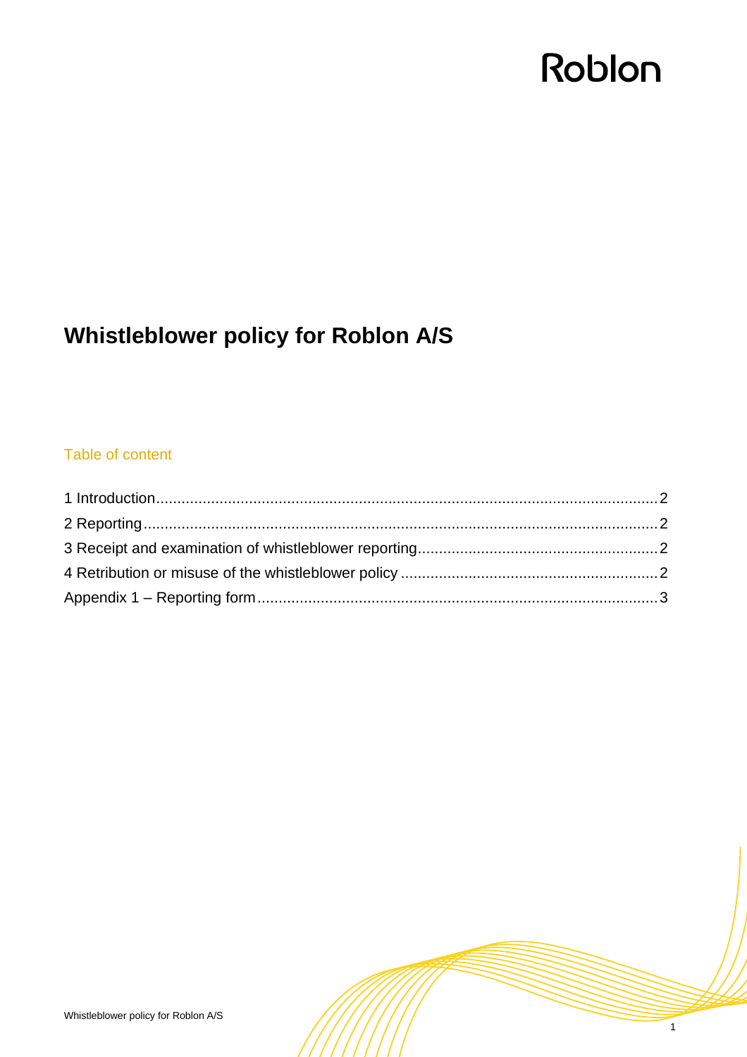Roblon

# Whistleblower policy for Roblon A/S

## Table of content

1 Introduction ........................................ 2
2 Reporting ........................................ 2
3 Receipt and examination of whistleblower reporting ........................................ 2
4 Retribution or misuse of the whistleblower policy ........................................ 2
Appendix 1 – Reporting form ........................................ 3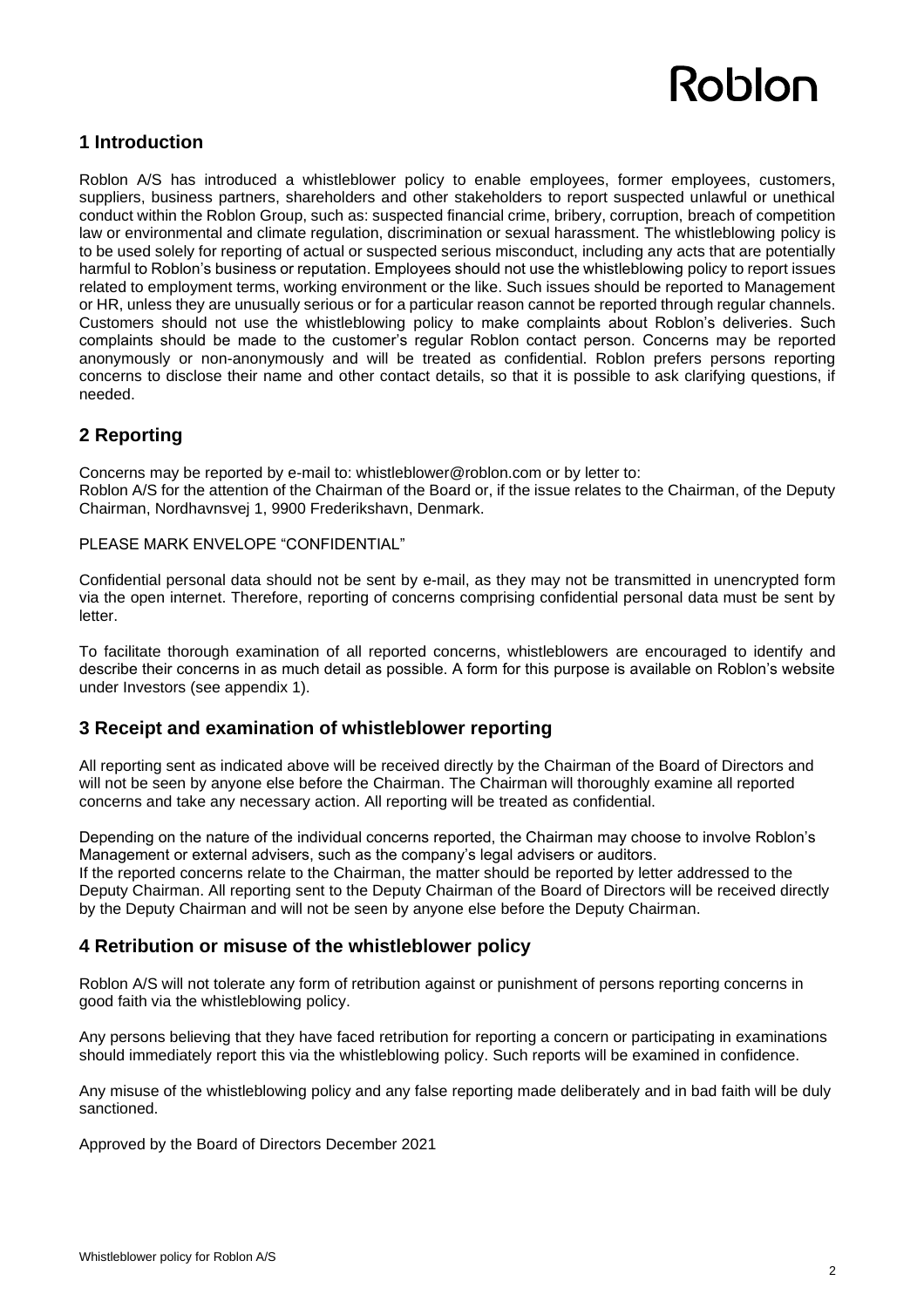## 1 Introduction

Roblon A/S has introduced a whistleblower policy to enable employees, former employees, customers, suppliers, business partners, shareholders and other stakeholders to report suspected unlawful or unethical conduct within the Roblon Group, such as: suspected financial crime, bribery, corruption, breach of competition law or environmental and climate regulation, discrimination or sexual harassment. The whistleblowing policy is to be used solely for reporting of actual or suspected serious misconduct, including any acts that are potentially harmful to Roblon's business or reputation. Employees should not use the whistleblowing policy to report issues related to employment terms, working environment or the like. Such issues should be reported to Management or HR, unless they are unusually serious or for a particular reason cannot be reported through regular channels. Customers should not use the whistleblowing policy to make complaints about Roblon's deliveries. Such complaints should be made to the customer's regular Roblon contact person. Concerns may be reported anonymously or non-anonymously and will be treated as confidential. Roblon prefers persons reporting concerns to disclose their name and other contact details, so that it is possible to ask clarifying questions, if needed.

## 2 Reporting

Concerns may be reported by e-mail to: whistleblower@roblon.com or by letter to:
Roblon A/S for the attention of the Chairman of the Board or, if the issue relates to the Chairman, of the Deputy Chairman, Nordhavnsvej 1, 9900 Frederikshavn, Denmark.

PLEASE MARK ENVELOPE "CONFIDENTIAL"

Confidential personal data should not be sent by e-mail, as they may not be transmitted in unencrypted form via the open internet. Therefore, reporting of concerns comprising confidential personal data must be sent by letter.

To facilitate thorough examination of all reported concerns, whistleblowers are encouraged to identify and describe their concerns in as much detail as possible. A form for this purpose is available on Roblon's website under Investors (see appendix 1).

## 3 Receipt and examination of whistleblower reporting

All reporting sent as indicated above will be received directly by the Chairman of the Board of Directors and will not be seen by anyone else before the Chairman. The Chairman will thoroughly examine all reported concerns and take any necessary action. All reporting will be treated as confidential.

Depending on the nature of the individual concerns reported, the Chairman may choose to involve Roblon's Management or external advisers, such as the company's legal advisers or auditors.
If the reported concerns relate to the Chairman, the matter should be reported by letter addressed to the Deputy Chairman. All reporting sent to the Deputy Chairman of the Board of Directors will be received directly by the Deputy Chairman and will not be seen by anyone else before the Deputy Chairman.

## 4 Retribution or misuse of the whistleblower policy

Roblon A/S will not tolerate any form of retribution against or punishment of persons reporting concerns in good faith via the whistleblowing policy.

Any persons believing that they have faced retribution for reporting a concern or participating in examinations should immediately report this via the whistleblowing policy. Such reports will be examined in confidence.

Any misuse of the whistleblowing policy and any false reporting made deliberately and in bad faith will be duly sanctioned.

Approved by the Board of Directors December 2021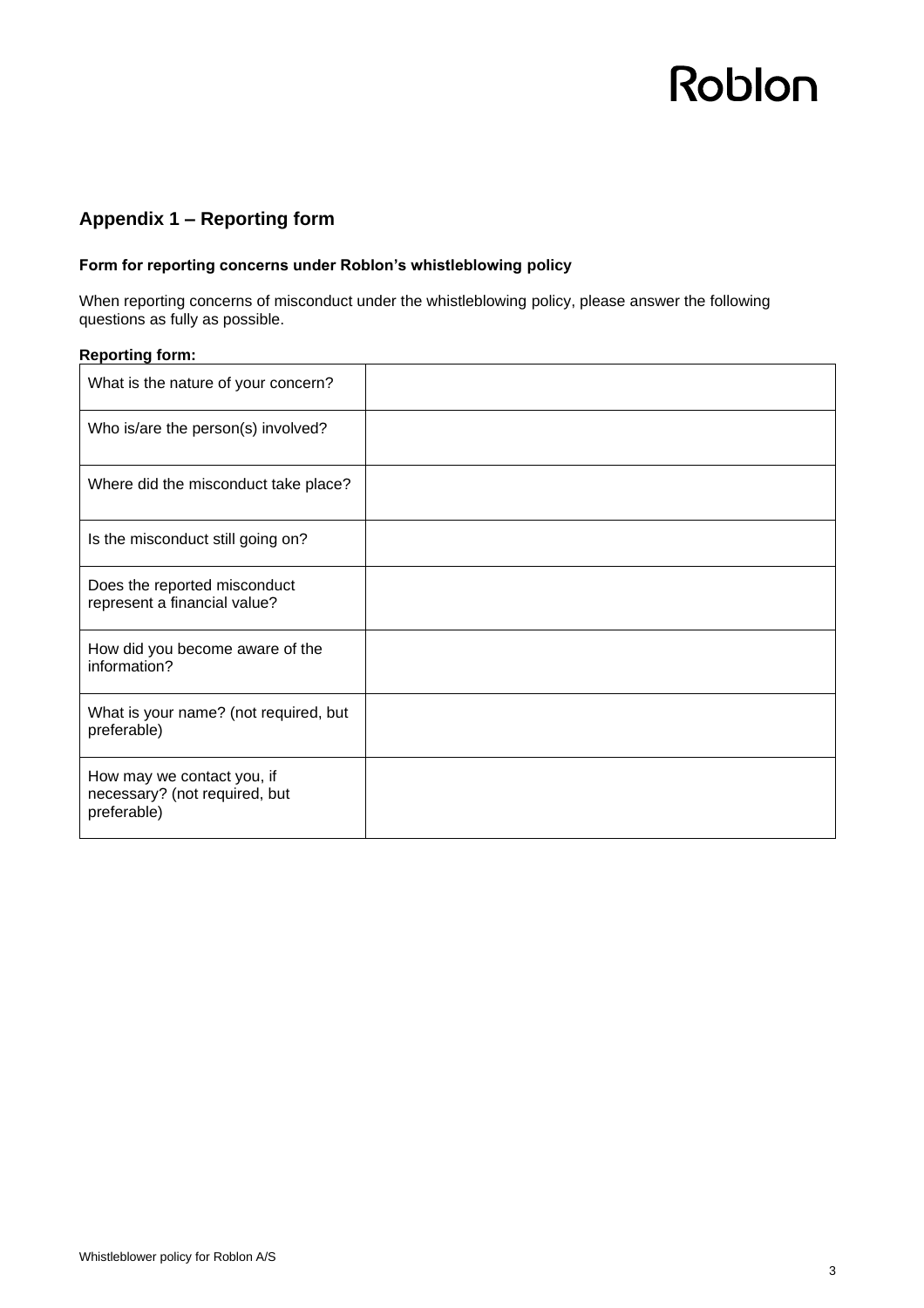## Appendix 1 – Reporting form

**Form for reporting concerns under Roblon's whistleblowing policy**

When reporting concerns of misconduct under the whistleblowing policy, please answer the following questions as fully as possible.

**Reporting form:**

| | |
|---|---|
| What is the nature of your concern? | |
| Who is/are the person(s) involved? | |
| Where did the misconduct take place? | |
| Is the misconduct still going on? | |
| Does the reported misconduct represent a financial value? | |
| How did you become aware of the information? | |
| What is your name? (not required, but preferable) | |
| How may we contact you, if necessary? (not required, but preferable) | |